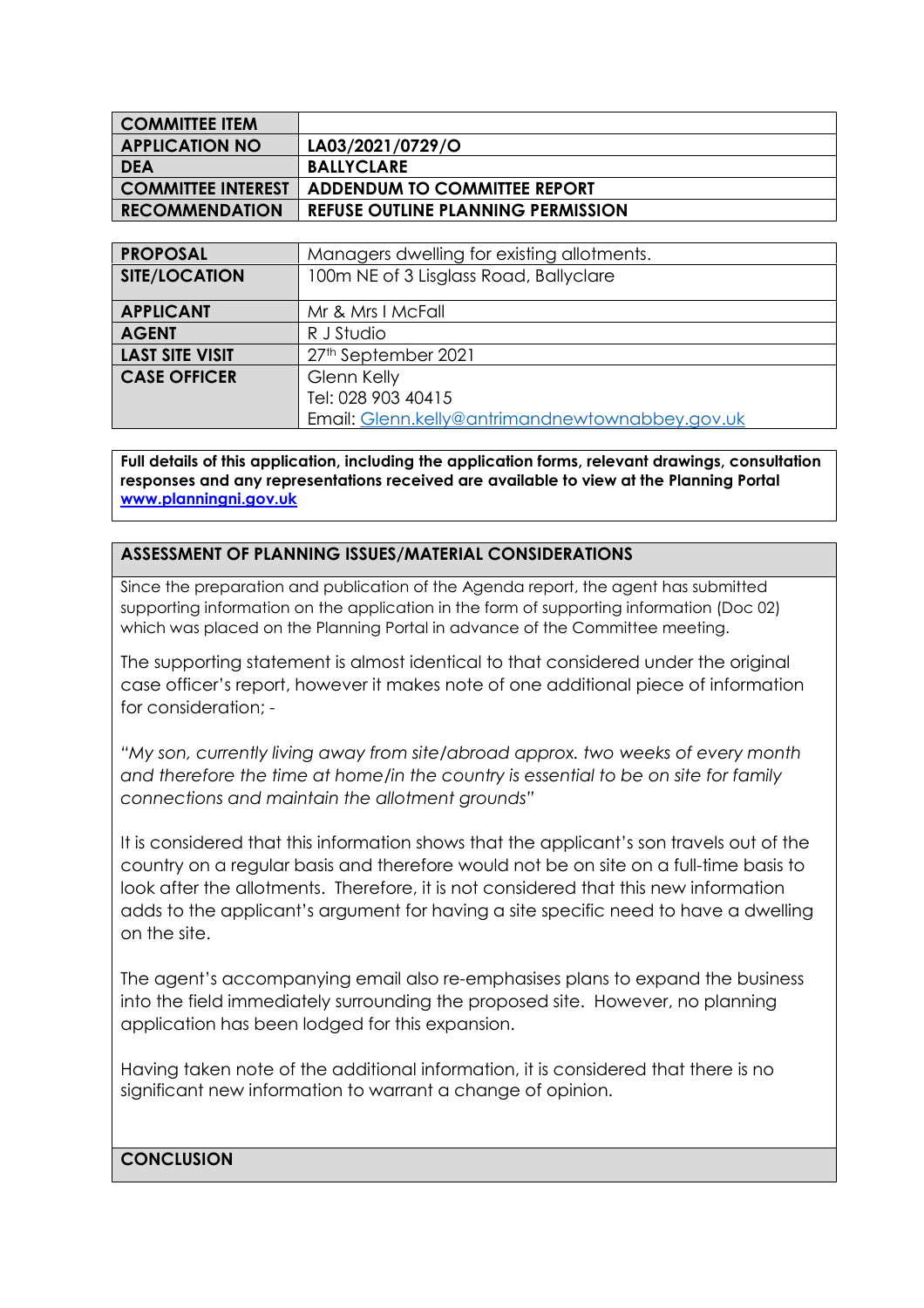| COMMITTEE ITEM | |
|---|---|
| APPLICATION NO | **LA03/2021/0729/O** |
| DEA | **BALLYCLARE** |
| COMMITTEE INTEREST | **ADDENDUM TO COMMITTEE REPORT** |
| RECOMMENDATION | **REFUSE OUTLINE PLANNING PERMISSION** |

| PROPOSAL | Managers dwelling for existing allotments. |
|---|---|
| SITE/LOCATION | 100m NE of 3 Lisglass Road, Ballyclare |
| APPLICANT | Mr & Mrs I McFall |
| AGENT | R J Studio |
| LAST SITE VISIT | 27th September 2021 |
| CASE OFFICER | Glenn Kelly<br>Tel: 028 903 40415<br>Email: Glenn.kelly@antrimandnewtownabbey.gov.uk |

**Full details of this application, including the application forms, relevant drawings, consultation responses and any representations received are available to view at the Planning Portal www.planningni.gov.uk**

## ASSESSMENT OF PLANNING ISSUES/MATERIAL CONSIDERATIONS

Since the preparation and publication of the Agenda report, the agent has submitted supporting information on the application in the form of supporting information (Doc 02) which was placed on the Planning Portal in advance of the Committee meeting.

The supporting statement is almost identical to that considered under the original case officer's report, however it makes note of one additional piece of information for consideration; -

*"My son, currently living away from site/abroad approx. two weeks of every month and therefore the time at home/in the country is essential to be on site for family connections and maintain the allotment grounds"*

It is considered that this information shows that the applicant's son travels out of the country on a regular basis and therefore would not be on site on a full-time basis to look after the allotments. Therefore, it is not considered that this new information adds to the applicant's argument for having a site specific need to have a dwelling on the site.

The agent's accompanying email also re-emphasises plans to expand the business into the field immediately surrounding the proposed site. However, no planning application has been lodged for this expansion.

Having taken note of the additional information, it is considered that there is no significant new information to warrant a change of opinion.

## CONCLUSION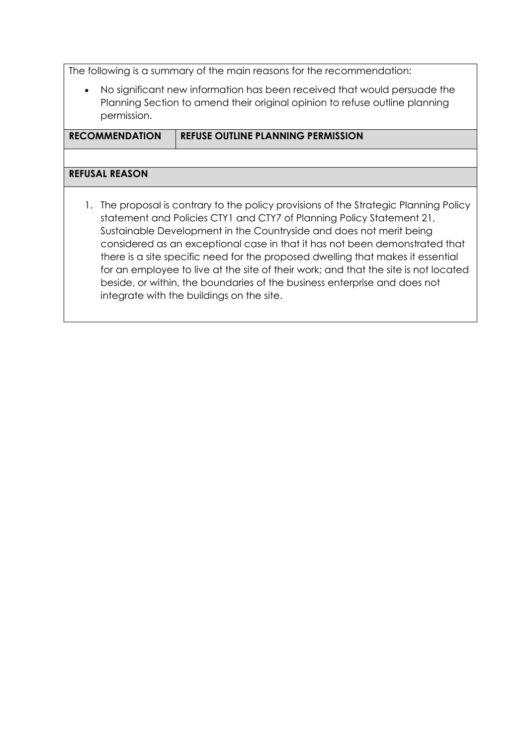The following is a summary of the main reasons for the recommendation:

- No significant new information has been received that would persuade the Planning Section to amend their original opinion to refuse outline planning permission.

| **RECOMMENDATION** | **REFUSE OUTLINE PLANNING PERMISSION** |
|---|---|

**REFUSAL REASON**

1. The proposal is contrary to the policy provisions of the Strategic Planning Policy statement and Policies CTY1 and CTY7 of Planning Policy Statement 21, Sustainable Development in the Countryside and does not merit being considered as an exceptional case in that it has not been demonstrated that there is a site specific need for the proposed dwelling that makes it essential for an employee to live at the site of their work; and that the site is not located beside, or within, the boundaries of the business enterprise and does not integrate with the buildings on the site.